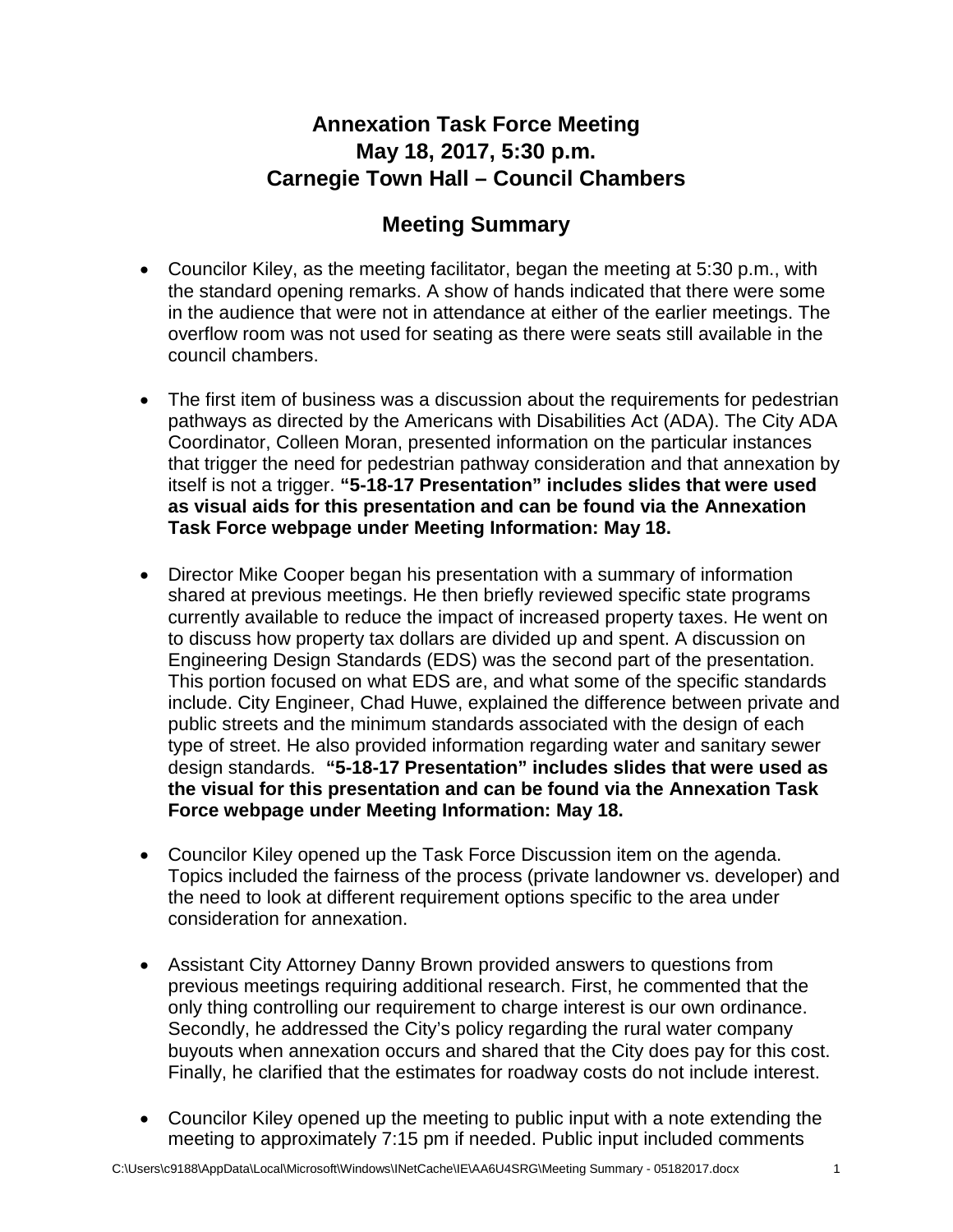# Annexation Task Force Meeting
# May 18, 2017, 5:30 p.m.
# Carnegie Town Hall – Council Chambers

## Meeting Summary

- Councilor Kiley, as the meeting facilitator, began the meeting at 5:30 p.m., with the standard opening remarks. A show of hands indicated that there were some in the audience that were not in attendance at either of the earlier meetings. The overflow room was not used for seating as there were seats still available in the council chambers.

- The first item of business was a discussion about the requirements for pedestrian pathways as directed by the Americans with Disabilities Act (ADA). The City ADA Coordinator, Colleen Moran, presented information on the particular instances that trigger the need for pedestrian pathway consideration and that annexation by itself is not a trigger. **"5-18-17 Presentation" includes slides that were used as visual aids for this presentation and can be found via the Annexation Task Force webpage under Meeting Information: May 18.**

- Director Mike Cooper began his presentation with a summary of information shared at previous meetings. He then briefly reviewed specific state programs currently available to reduce the impact of increased property taxes. He went on to discuss how property tax dollars are divided up and spent. A discussion on Engineering Design Standards (EDS) was the second part of the presentation. This portion focused on what EDS are, and what some of the specific standards include. City Engineer, Chad Huwe, explained the difference between private and public streets and the minimum standards associated with the design of each type of street. He also provided information regarding water and sanitary sewer design standards. **"5-18-17 Presentation" includes slides that were used as the visual for this presentation and can be found via the Annexation Task Force webpage under Meeting Information: May 18.**

- Councilor Kiley opened up the Task Force Discussion item on the agenda. Topics included the fairness of the process (private landowner vs. developer) and the need to look at different requirement options specific to the area under consideration for annexation.

- Assistant City Attorney Danny Brown provided answers to questions from previous meetings requiring additional research. First, he commented that the only thing controlling our requirement to charge interest is our own ordinance. Secondly, he addressed the City's policy regarding the rural water company buyouts when annexation occurs and shared that the City does pay for this cost. Finally, he clarified that the estimates for roadway costs do not include interest.

- Councilor Kiley opened up the meeting to public input with a note extending the meeting to approximately 7:15 pm if needed. Public input included comments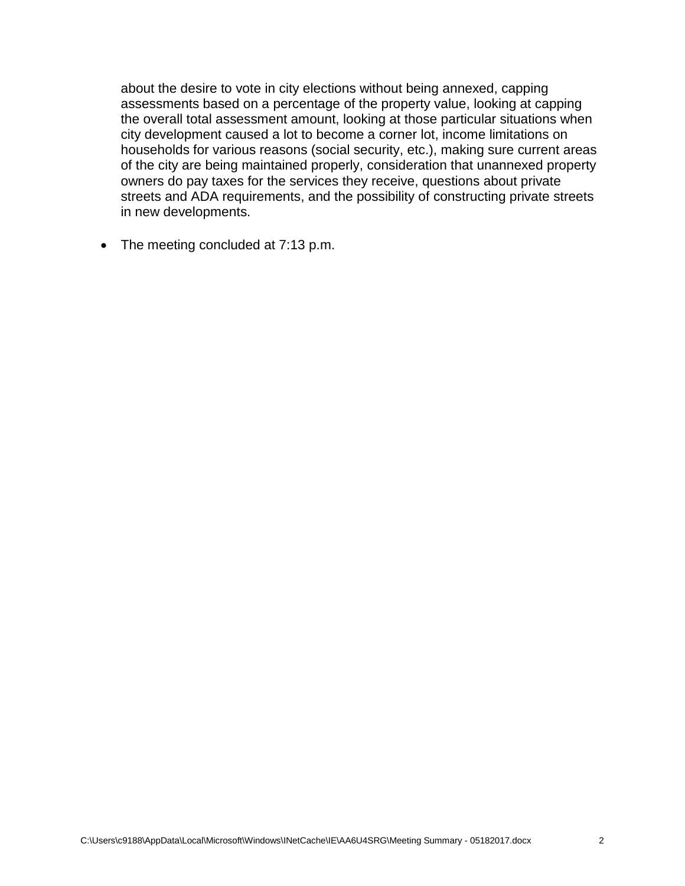about the desire to vote in city elections without being annexed, capping assessments based on a percentage of the property value, looking at capping the overall total assessment amount, looking at those particular situations when city development caused a lot to become a corner lot, income limitations on households for various reasons (social security, etc.), making sure current areas of the city are being maintained properly, consideration that unannexed property owners do pay taxes for the services they receive, questions about private streets and ADA requirements, and the possibility of constructing private streets in new developments.

- The meeting concluded at 7:13 p.m.